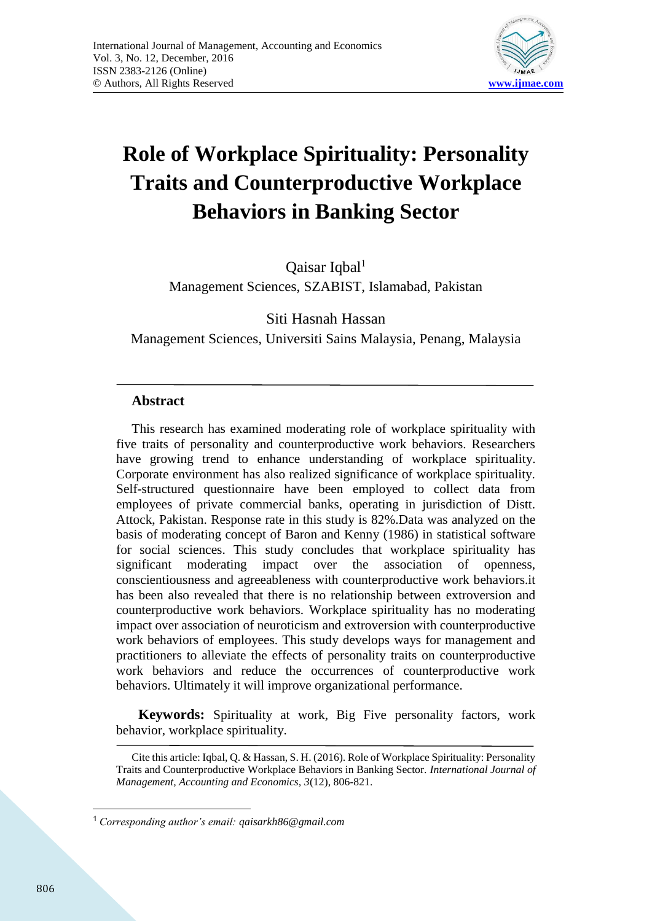# Role of Workplace Spirituality: Personality Traits and Counterproductive Workplace Behaviors in Banking Sector

Qaisar Iqbal[1]
Management Sciences, SZABIST, Islamabad, Pakistan

Siti Hasnah Hassan
Management Sciences, Universiti Sains Malaysia, Penang, Malaysia

## Abstract

This research has examined moderating role of workplace spirituality with five traits of personality and counterproductive work behaviors. Researchers have growing trend to enhance understanding of workplace spirituality. Corporate environment has also realized significance of workplace spirituality. Self-structured questionnaire have been employed to collect data from employees of private commercial banks, operating in jurisdiction of Distt. Attock, Pakistan. Response rate in this study is 82%.Data was analyzed on the basis of moderating concept of Baron and Kenny (1986) in statistical software for social sciences. This study concludes that workplace spirituality has significant moderating impact over the association of openness, conscientiousness and agreeableness with counterproductive work behaviors.it has been also revealed that there is no relationship between extroversion and counterproductive work behaviors. Workplace spirituality has no moderating impact over association of neuroticism and extroversion with counterproductive work behaviors of employees. This study develops ways for management and practitioners to alleviate the effects of personality traits on counterproductive work behaviors and reduce the occurrences of counterproductive work behaviors. Ultimately it will improve organizational performance.

**Keywords:** Spirituality at work, Big Five personality factors, work behavior, workplace spirituality.

Cite this article: Iqbal, Q. & Hassan, S. H. (2016). Role of Workplace Spirituality: Personality Traits and Counterproductive Workplace Behaviors in Banking Sector. *International Journal of Management, Accounting and Economics, 3*(12), 806-821.

[1] *Corresponding author's email: qaisarkh86@gmail.com*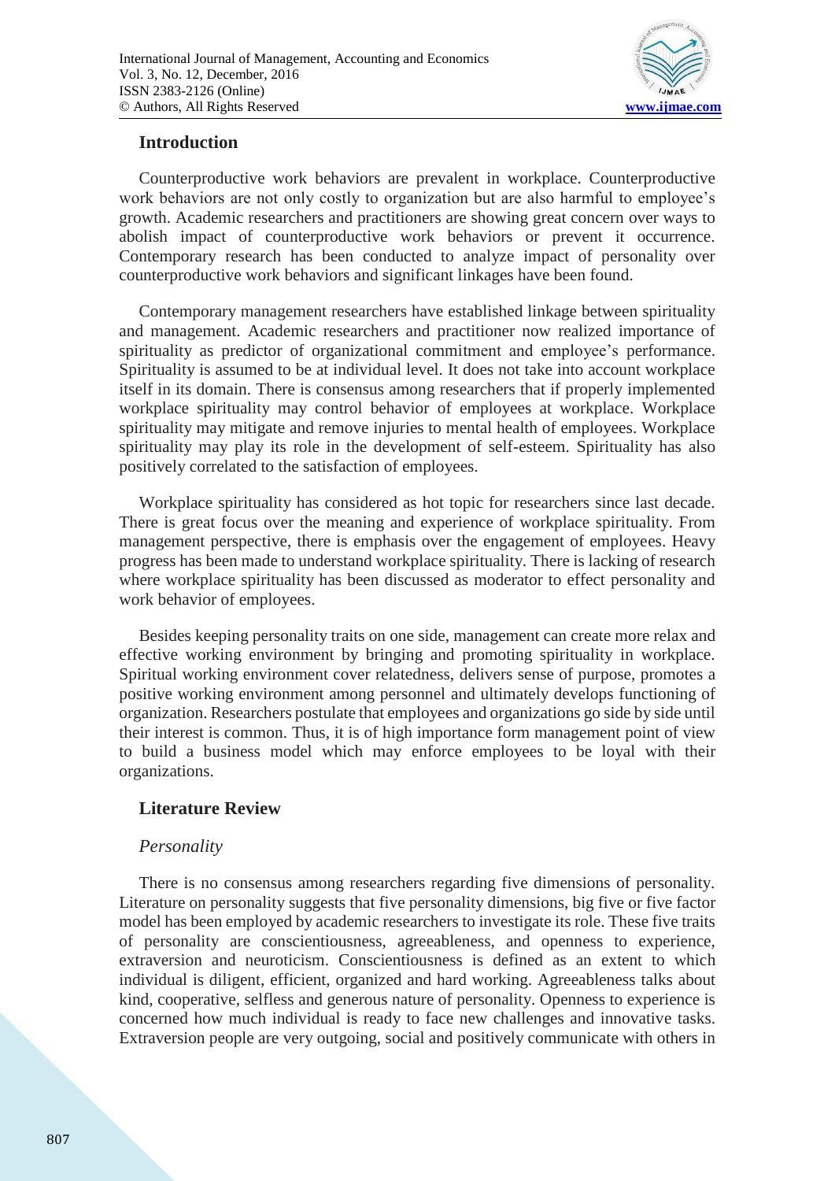## Introduction

Counterproductive work behaviors are prevalent in workplace. Counterproductive work behaviors are not only costly to organization but are also harmful to employee's growth. Academic researchers and practitioners are showing great concern over ways to abolish impact of counterproductive work behaviors or prevent it occurrence. Contemporary research has been conducted to analyze impact of personality over counterproductive work behaviors and significant linkages have been found.

Contemporary management researchers have established linkage between spirituality and management. Academic researchers and practitioner now realized importance of spirituality as predictor of organizational commitment and employee's performance. Spirituality is assumed to be at individual level. It does not take into account workplace itself in its domain. There is consensus among researchers that if properly implemented workplace spirituality may control behavior of employees at workplace. Workplace spirituality may mitigate and remove injuries to mental health of employees. Workplace spirituality may play its role in the development of self-esteem. Spirituality has also positively correlated to the satisfaction of employees.

Workplace spirituality has considered as hot topic for researchers since last decade. There is great focus over the meaning and experience of workplace spirituality. From management perspective, there is emphasis over the engagement of employees. Heavy progress has been made to understand workplace spirituality. There is lacking of research where workplace spirituality has been discussed as moderator to effect personality and work behavior of employees.

Besides keeping personality traits on one side, management can create more relax and effective working environment by bringing and promoting spirituality in workplace. Spiritual working environment cover relatedness, delivers sense of purpose, promotes a positive working environment among personnel and ultimately develops functioning of organization. Researchers postulate that employees and organizations go side by side until their interest is common. Thus, it is of high importance form management point of view to build a business model which may enforce employees to be loyal with their organizations.

## Literature Review

### *Personality*

There is no consensus among researchers regarding five dimensions of personality. Literature on personality suggests that five personality dimensions, big five or five factor model has been employed by academic researchers to investigate its role. These five traits of personality are conscientiousness, agreeableness, and openness to experience, extraversion and neuroticism. Conscientiousness is defined as an extent to which individual is diligent, efficient, organized and hard working. Agreeableness talks about kind, cooperative, selfless and generous nature of personality. Openness to experience is concerned how much individual is ready to face new challenges and innovative tasks. Extraversion people are very outgoing, social and positively communicate with others in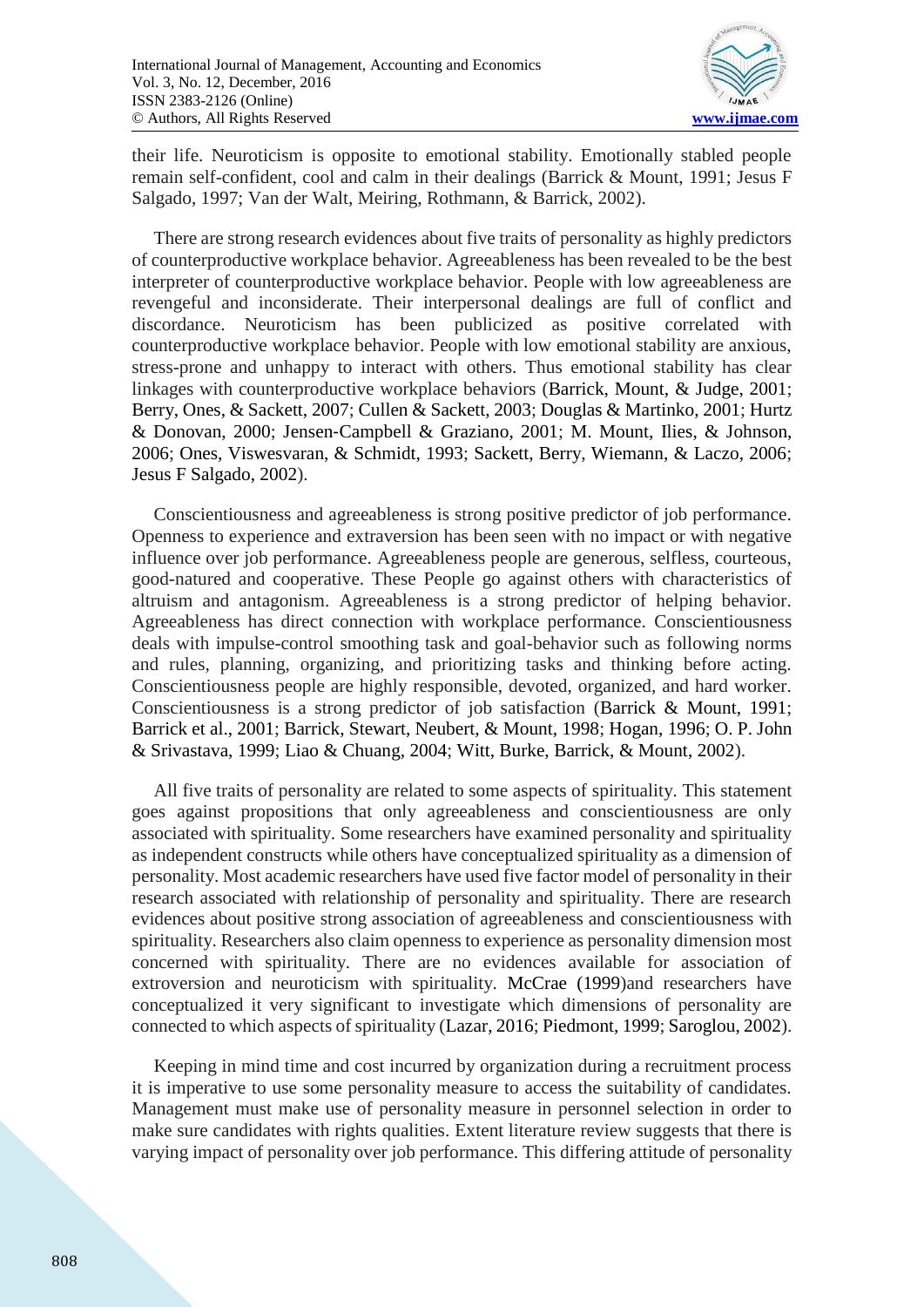their life. Neuroticism is opposite to emotional stability. Emotionally stabled people remain self-confident, cool and calm in their dealings (Barrick & Mount, 1991; Jesus F Salgado, 1997; Van der Walt, Meiring, Rothmann, & Barrick, 2002).

There are strong research evidences about five traits of personality as highly predictors of counterproductive workplace behavior. Agreeableness has been revealed to be the best interpreter of counterproductive workplace behavior. People with low agreeableness are revengeful and inconsiderate. Their interpersonal dealings are full of conflict and discordance. Neuroticism has been publicized as positive correlated with counterproductive workplace behavior. People with low emotional stability are anxious, stress-prone and unhappy to interact with others. Thus emotional stability has clear linkages with counterproductive workplace behaviors (Barrick, Mount, & Judge, 2001; Berry, Ones, & Sackett, 2007; Cullen & Sackett, 2003; Douglas & Martinko, 2001; Hurtz & Donovan, 2000; Jensen-Campbell & Graziano, 2001; M. Mount, Ilies, & Johnson, 2006; Ones, Viswesvaran, & Schmidt, 1993; Sackett, Berry, Wiemann, & Laczo, 2006; Jesus F Salgado, 2002).

Conscientiousness and agreeableness is strong positive predictor of job performance. Openness to experience and extraversion has been seen with no impact or with negative influence over job performance. Agreeableness people are generous, selfless, courteous, good-natured and cooperative. These People go against others with characteristics of altruism and antagonism. Agreeableness is a strong predictor of helping behavior. Agreeableness has direct connection with workplace performance. Conscientiousness deals with impulse-control smoothing task and goal-behavior such as following norms and rules, planning, organizing, and prioritizing tasks and thinking before acting. Conscientiousness people are highly responsible, devoted, organized, and hard worker. Conscientiousness is a strong predictor of job satisfaction (Barrick & Mount, 1991; Barrick et al., 2001; Barrick, Stewart, Neubert, & Mount, 1998; Hogan, 1996; O. P. John & Srivastava, 1999; Liao & Chuang, 2004; Witt, Burke, Barrick, & Mount, 2002).

All five traits of personality are related to some aspects of spirituality. This statement goes against propositions that only agreeableness and conscientiousness are only associated with spirituality. Some researchers have examined personality and spirituality as independent constructs while others have conceptualized spirituality as a dimension of personality. Most academic researchers have used five factor model of personality in their research associated with relationship of personality and spirituality. There are research evidences about positive strong association of agreeableness and conscientiousness with spirituality. Researchers also claim openness to experience as personality dimension most concerned with spirituality. There are no evidences available for association of extroversion and neuroticism with spirituality. McCrae (1999)and researchers have conceptualized it very significant to investigate which dimensions of personality are connected to which aspects of spirituality (Lazar, 2016; Piedmont, 1999; Saroglou, 2002).

Keeping in mind time and cost incurred by organization during a recruitment process it is imperative to use some personality measure to access the suitability of candidates. Management must make use of personality measure in personnel selection in order to make sure candidates with rights qualities. Extent literature review suggests that there is varying impact of personality over job performance. This differing attitude of personality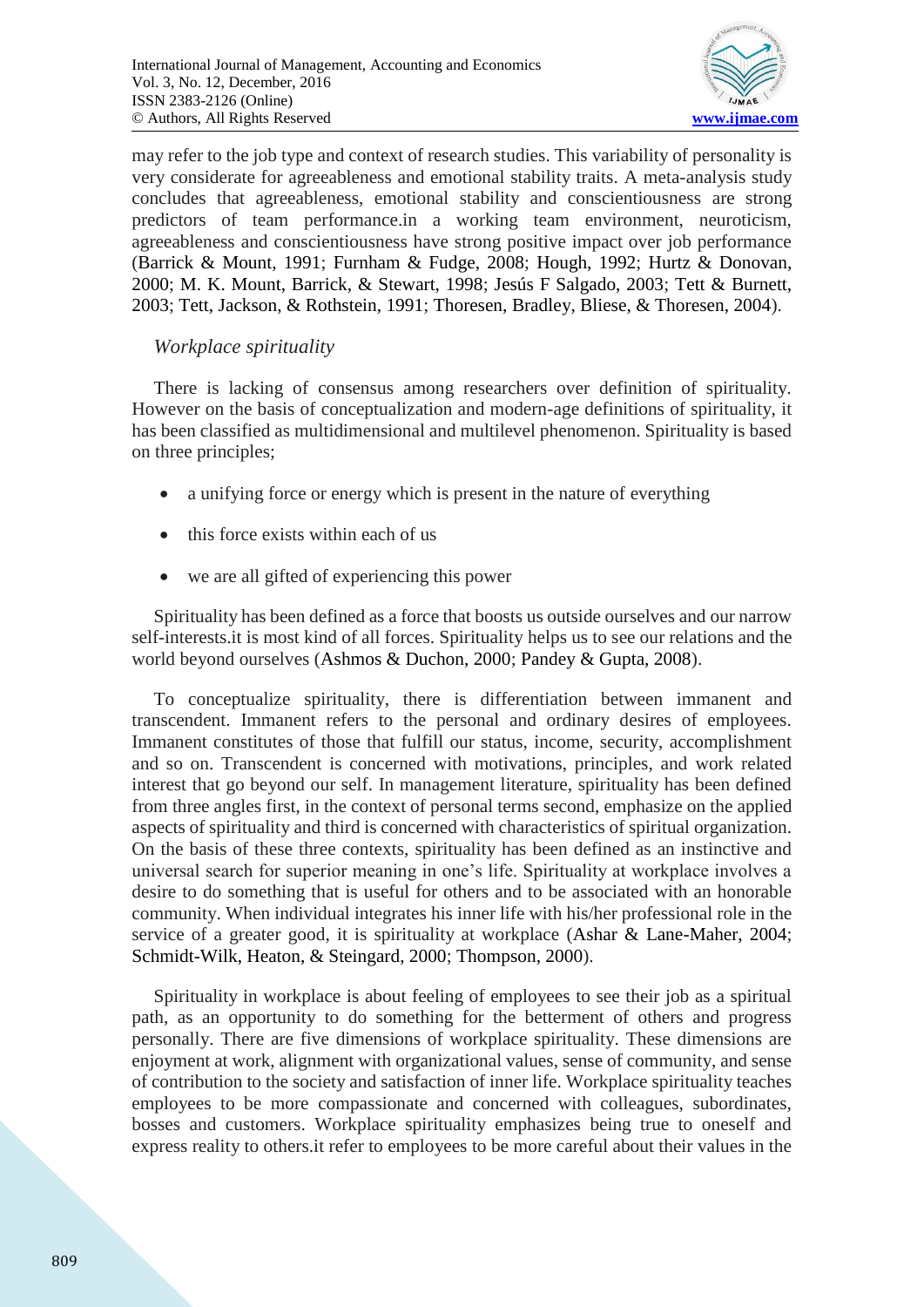may refer to the job type and context of research studies. This variability of personality is very considerate for agreeableness and emotional stability traits. A meta-analysis study concludes that agreeableness, emotional stability and conscientiousness are strong predictors of team performance.in a working team environment, neuroticism, agreeableness and conscientiousness have strong positive impact over job performance (Barrick & Mount, 1991; Furnham & Fudge, 2008; Hough, 1992; Hurtz & Donovan, 2000; M. K. Mount, Barrick, & Stewart, 1998; Jesús F Salgado, 2003; Tett & Burnett, 2003; Tett, Jackson, & Rothstein, 1991; Thoresen, Bradley, Bliese, & Thoresen, 2004).

*Workplace spirituality*

There is lacking of consensus among researchers over definition of spirituality. However on the basis of conceptualization and modern-age definitions of spirituality, it has been classified as multidimensional and multilevel phenomenon. Spirituality is based on three principles;

- a unifying force or energy which is present in the nature of everything
- this force exists within each of us
- we are all gifted of experiencing this power

Spirituality has been defined as a force that boosts us outside ourselves and our narrow self-interests.it is most kind of all forces. Spirituality helps us to see our relations and the world beyond ourselves (Ashmos & Duchon, 2000; Pandey & Gupta, 2008).

To conceptualize spirituality, there is differentiation between immanent and transcendent. Immanent refers to the personal and ordinary desires of employees. Immanent constitutes of those that fulfill our status, income, security, accomplishment and so on. Transcendent is concerned with motivations, principles, and work related interest that go beyond our self. In management literature, spirituality has been defined from three angles first, in the context of personal terms second, emphasize on the applied aspects of spirituality and third is concerned with characteristics of spiritual organization. On the basis of these three contexts, spirituality has been defined as an instinctive and universal search for superior meaning in one's life. Spirituality at workplace involves a desire to do something that is useful for others and to be associated with an honorable community. When individual integrates his inner life with his/her professional role in the service of a greater good, it is spirituality at workplace (Ashar & Lane-Maher, 2004; Schmidt-Wilk, Heaton, & Steingard, 2000; Thompson, 2000).

Spirituality in workplace is about feeling of employees to see their job as a spiritual path, as an opportunity to do something for the betterment of others and progress personally. There are five dimensions of workplace spirituality. These dimensions are enjoyment at work, alignment with organizational values, sense of community, and sense of contribution to the society and satisfaction of inner life. Workplace spirituality teaches employees to be more compassionate and concerned with colleagues, subordinates, bosses and customers. Workplace spirituality emphasizes being true to oneself and express reality to others.it refer to employees to be more careful about their values in the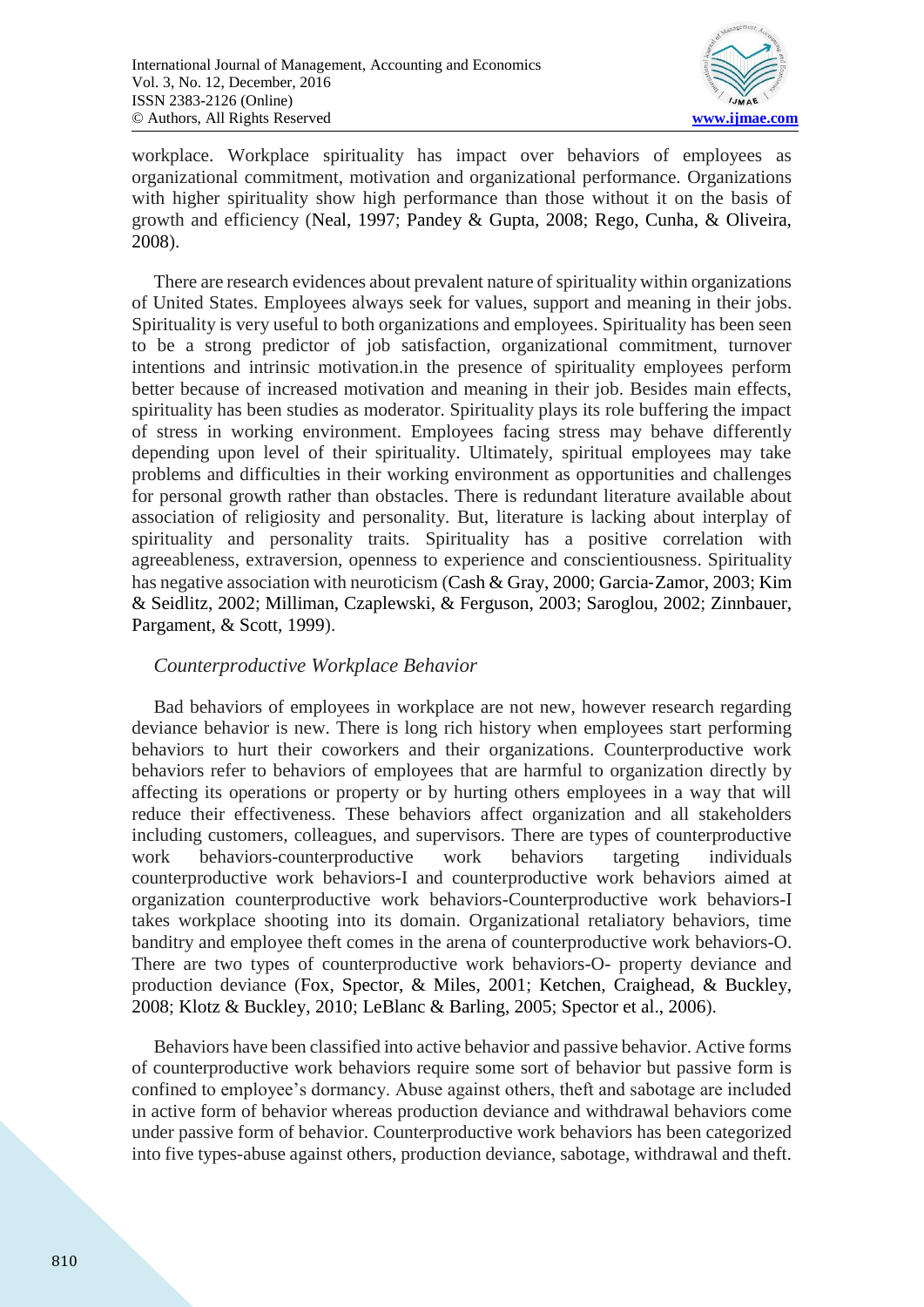workplace. Workplace spirituality has impact over behaviors of employees as organizational commitment, motivation and organizational performance. Organizations with higher spirituality show high performance than those without it on the basis of growth and efficiency (Neal, 1997; Pandey & Gupta, 2008; Rego, Cunha, & Oliveira, 2008).

There are research evidences about prevalent nature of spirituality within organizations of United States. Employees always seek for values, support and meaning in their jobs. Spirituality is very useful to both organizations and employees. Spirituality has been seen to be a strong predictor of job satisfaction, organizational commitment, turnover intentions and intrinsic motivation.in the presence of spirituality employees perform better because of increased motivation and meaning in their job. Besides main effects, spirituality has been studies as moderator. Spirituality plays its role buffering the impact of stress in working environment. Employees facing stress may behave differently depending upon level of their spirituality. Ultimately, spiritual employees may take problems and difficulties in their working environment as opportunities and challenges for personal growth rather than obstacles. There is redundant literature available about association of religiosity and personality. But, literature is lacking about interplay of spirituality and personality traits. Spirituality has a positive correlation with agreeableness, extraversion, openness to experience and conscientiousness. Spirituality has negative association with neuroticism (Cash & Gray, 2000; Garcia-Zamor, 2003; Kim & Seidlitz, 2002; Milliman, Czaplewski, & Ferguson, 2003; Saroglou, 2002; Zinnbauer, Pargament, & Scott, 1999).

### *Counterproductive Workplace Behavior*

Bad behaviors of employees in workplace are not new, however research regarding deviance behavior is new. There is long rich history when employees start performing behaviors to hurt their coworkers and their organizations. Counterproductive work behaviors refer to behaviors of employees that are harmful to organization directly by affecting its operations or property or by hurting others employees in a way that will reduce their effectiveness. These behaviors affect organization and all stakeholders including customers, colleagues, and supervisors. There are types of counterproductive work behaviors-counterproductive work behaviors targeting individuals counterproductive work behaviors-I and counterproductive work behaviors aimed at organization counterproductive work behaviors-Counterproductive work behaviors-I takes workplace shooting into its domain. Organizational retaliatory behaviors, time banditry and employee theft comes in the arena of counterproductive work behaviors-O. There are two types of counterproductive work behaviors-O- property deviance and production deviance (Fox, Spector, & Miles, 2001; Ketchen, Craighead, & Buckley, 2008; Klotz & Buckley, 2010; LeBlanc & Barling, 2005; Spector et al., 2006).

Behaviors have been classified into active behavior and passive behavior. Active forms of counterproductive work behaviors require some sort of behavior but passive form is confined to employee's dormancy. Abuse against others, theft and sabotage are included in active form of behavior whereas production deviance and withdrawal behaviors come under passive form of behavior. Counterproductive work behaviors has been categorized into five types-abuse against others, production deviance, sabotage, withdrawal and theft.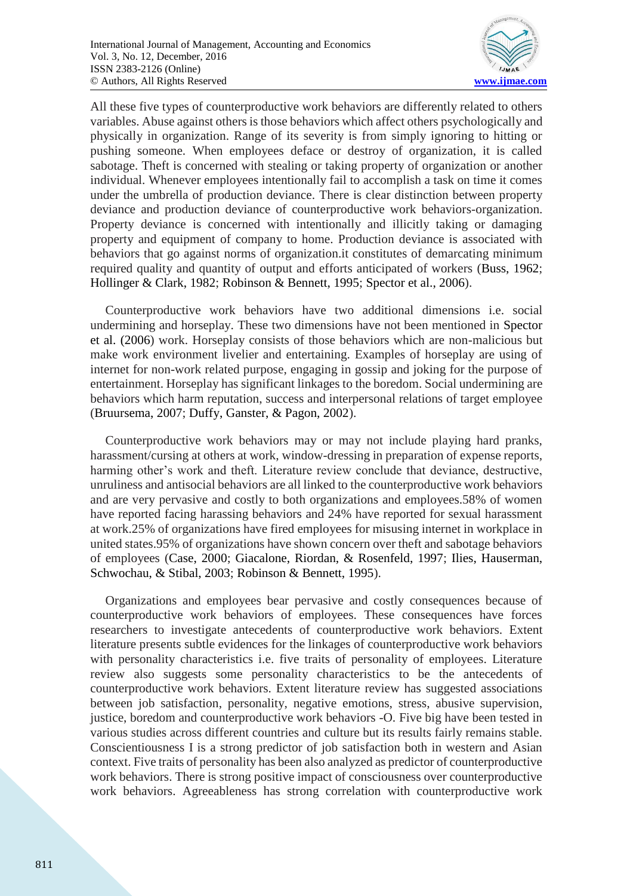All these five types of counterproductive work behaviors are differently related to others variables. Abuse against others is those behaviors which affect others psychologically and physically in organization. Range of its severity is from simply ignoring to hitting or pushing someone. When employees deface or destroy of organization, it is called sabotage. Theft is concerned with stealing or taking property of organization or another individual. Whenever employees intentionally fail to accomplish a task on time it comes under the umbrella of production deviance. There is clear distinction between property deviance and production deviance of counterproductive work behaviors-organization. Property deviance is concerned with intentionally and illicitly taking or damaging property and equipment of company to home. Production deviance is associated with behaviors that go against norms of organization.it constitutes of demarcating minimum required quality and quantity of output and efforts anticipated of workers (Buss, 1962; Hollinger & Clark, 1982; Robinson & Bennett, 1995; Spector et al., 2006).

Counterproductive work behaviors have two additional dimensions i.e. social undermining and horseplay. These two dimensions have not been mentioned in Spector et al. (2006) work. Horseplay consists of those behaviors which are non-malicious but make work environment livelier and entertaining. Examples of horseplay are using of internet for non-work related purpose, engaging in gossip and joking for the purpose of entertainment. Horseplay has significant linkages to the boredom. Social undermining are behaviors which harm reputation, success and interpersonal relations of target employee (Bruursema, 2007; Duffy, Ganster, & Pagon, 2002).

Counterproductive work behaviors may or may not include playing hard pranks, harassment/cursing at others at work, window-dressing in preparation of expense reports, harming other's work and theft. Literature review conclude that deviance, destructive, unruliness and antisocial behaviors are all linked to the counterproductive work behaviors and are very pervasive and costly to both organizations and employees.58% of women have reported facing harassing behaviors and 24% have reported for sexual harassment at work.25% of organizations have fired employees for misusing internet in workplace in united states.95% of organizations have shown concern over theft and sabotage behaviors of employees (Case, 2000; Giacalone, Riordan, & Rosenfeld, 1997; Ilies, Hauserman, Schwochau, & Stibal, 2003; Robinson & Bennett, 1995).

Organizations and employees bear pervasive and costly consequences because of counterproductive work behaviors of employees. These consequences have forces researchers to investigate antecedents of counterproductive work behaviors. Extent literature presents subtle evidences for the linkages of counterproductive work behaviors with personality characteristics i.e. five traits of personality of employees. Literature review also suggests some personality characteristics to be the antecedents of counterproductive work behaviors. Extent literature review has suggested associations between job satisfaction, personality, negative emotions, stress, abusive supervision, justice, boredom and counterproductive work behaviors -O. Five big have been tested in various studies across different countries and culture but its results fairly remains stable. Conscientiousness I is a strong predictor of job satisfaction both in western and Asian context. Five traits of personality has been also analyzed as predictor of counterproductive work behaviors. There is strong positive impact of consciousness over counterproductive work behaviors. Agreeableness has strong correlation with counterproductive work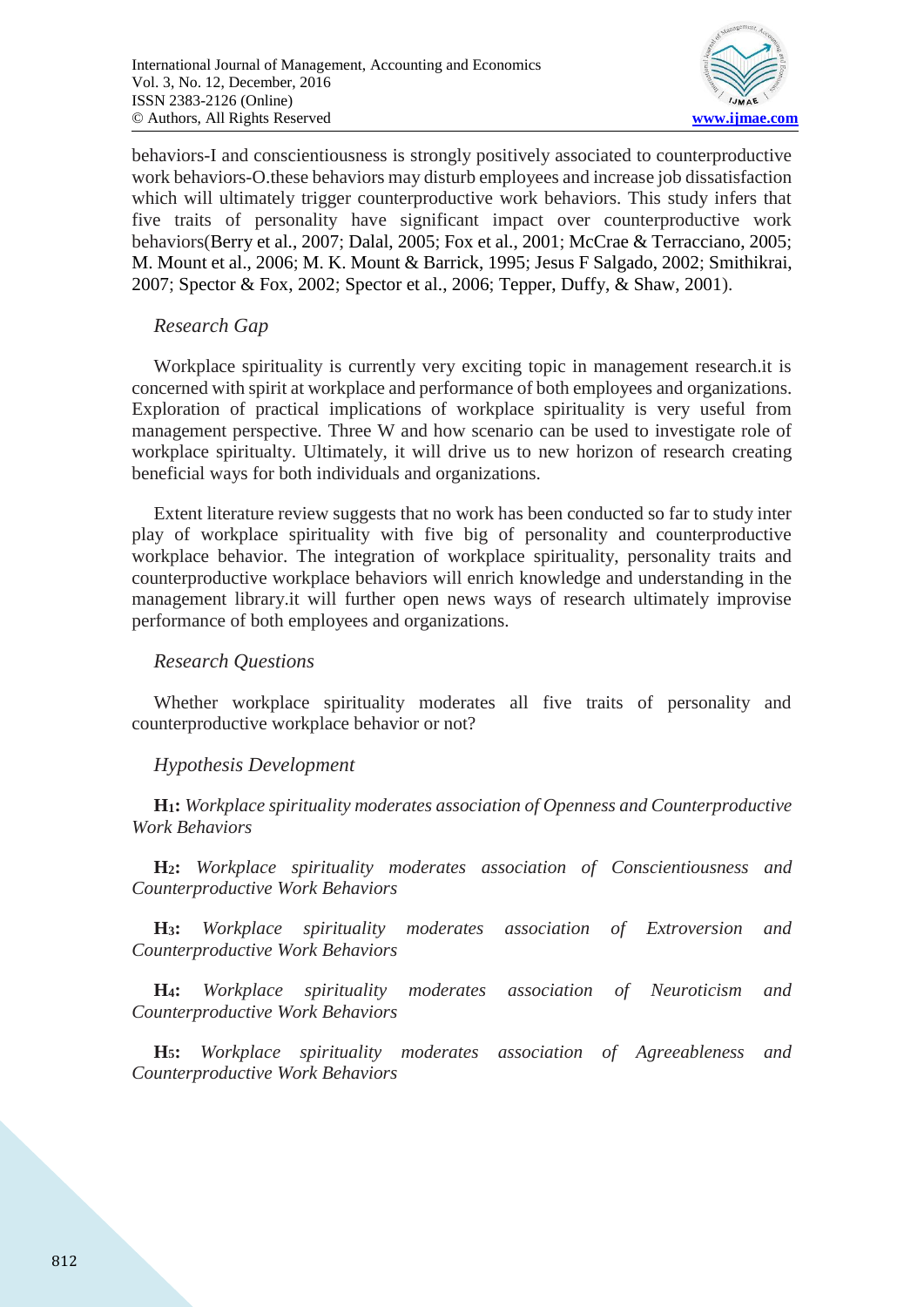behaviors-I and conscientiousness is strongly positively associated to counterproductive work behaviors-O.these behaviors may disturb employees and increase job dissatisfaction which will ultimately trigger counterproductive work behaviors. This study infers that five traits of personality have significant impact over counterproductive work behaviors(Berry et al., 2007; Dalal, 2005; Fox et al., 2001; McCrae & Terracciano, 2005; M. Mount et al., 2006; M. K. Mount & Barrick, 1995; Jesus F Salgado, 2002; Smithikrai, 2007; Spector & Fox, 2002; Spector et al., 2006; Tepper, Duffy, & Shaw, 2001).

### *Research Gap*

Workplace spirituality is currently very exciting topic in management research.it is concerned with spirit at workplace and performance of both employees and organizations. Exploration of practical implications of workplace spirituality is very useful from management perspective. Three W and how scenario can be used to investigate role of workplace spiritualty. Ultimately, it will drive us to new horizon of research creating beneficial ways for both individuals and organizations.

Extent literature review suggests that no work has been conducted so far to study inter play of workplace spirituality with five big of personality and counterproductive workplace behavior. The integration of workplace spirituality, personality traits and counterproductive workplace behaviors will enrich knowledge and understanding in the management library.it will further open news ways of research ultimately improvise performance of both employees and organizations.

### *Research Questions*

Whether workplace spirituality moderates all five traits of personality and counterproductive workplace behavior or not?

### *Hypothesis Development*

**H1:** *Workplace spirituality moderates association of Openness and Counterproductive Work Behaviors*

**H2:** *Workplace spirituality moderates association of Conscientiousness and Counterproductive Work Behaviors*

**H3:** *Workplace spirituality moderates association of Extroversion and Counterproductive Work Behaviors*

**H4:** *Workplace spirituality moderates association of Neuroticism and Counterproductive Work Behaviors*

**H5:** *Workplace spirituality moderates association of Agreeableness and Counterproductive Work Behaviors*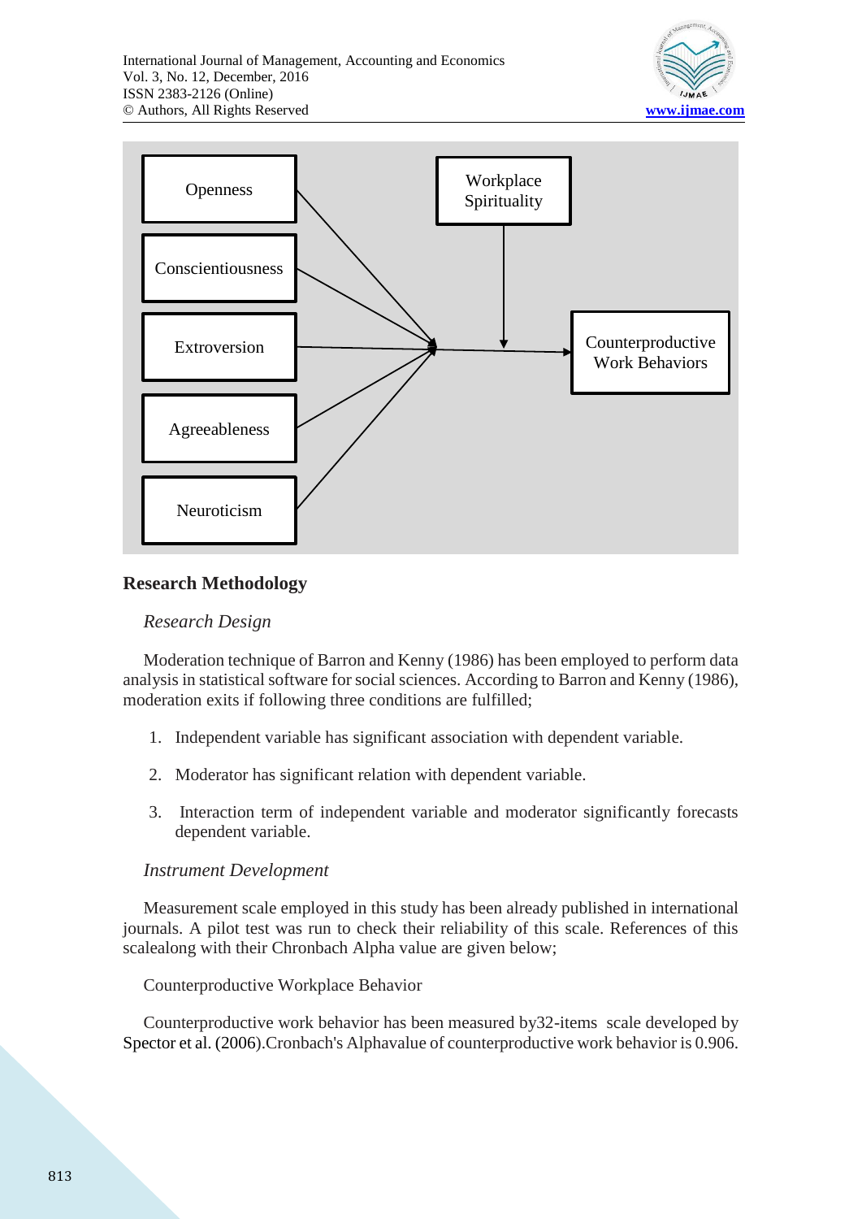Openness

Conscientiousness

Extroversion

Agreeableness

Neuroticism

Workplace Spirituality

Counterproductive Work Behaviors

## Research Methodology

### *Research Design*

Moderation technique of Barron and Kenny (1986) has been employed to perform data analysis in statistical software for social sciences. According to Barron and Kenny (1986), moderation exits if following three conditions are fulfilled;

1. Independent variable has significant association with dependent variable.
2. Moderator has significant relation with dependent variable.
3. Interaction term of independent variable and moderator significantly forecasts dependent variable.

### *Instrument Development*

Measurement scale employed in this study has been already published in international journals. A pilot test was run to check their reliability of this scale. References of this scalealong with their Chronbach Alpha value are given below;

Counterproductive Workplace Behavior

Counterproductive work behavior has been measured by32-items scale developed by Spector et al. (2006).Cronbach's Alphavalue of counterproductive work behavior is 0.906.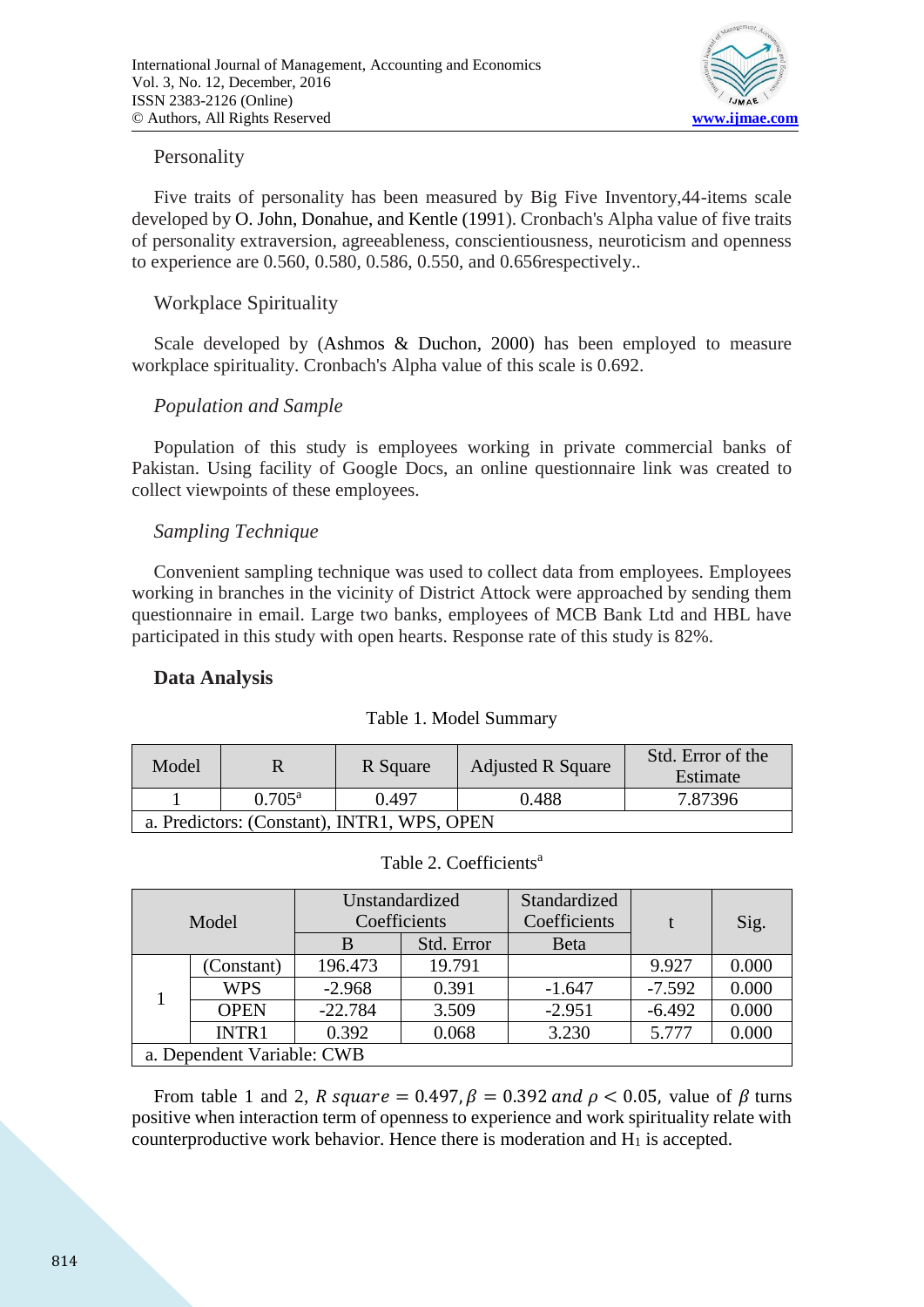Personality

Five traits of personality has been measured by Big Five Inventory,44-items scale developed by O. John, Donahue, and Kentle (1991). Cronbach's Alpha value of five traits of personality extraversion, agreeableness, conscientiousness, neuroticism and openness to experience are 0.560, 0.580, 0.586, 0.550, and 0.656respectively..

Workplace Spirituality

Scale developed by (Ashmos & Duchon, 2000) has been employed to measure workplace spirituality. Cronbach's Alpha value of this scale is 0.692.

*Population and Sample*

Population of this study is employees working in private commercial banks of Pakistan. Using facility of Google Docs, an online questionnaire link was created to collect viewpoints of these employees.

*Sampling Technique*

Convenient sampling technique was used to collect data from employees. Employees working in branches in the vicinity of District Attock were approached by sending them questionnaire in email. Large two banks, employees of MCB Bank Ltd and HBL have participated in this study with open hearts. Response rate of this study is 82%.

## Data Analysis

Table 1. Model Summary

| Model | R | R Square | Adjusted R Square | Std. Error of the Estimate |
|---|---|---|---|---|
| 1 | 0.705[a] | 0.497 | 0.488 | 7.87396 |
| a. Predictors: (Constant), INTR1, WPS, OPEN | | | | |

Table 2. Coefficients[a]

| Model | | Unstandardized Coefficients | | Standardized Coefficients | t | Sig. |
|---|---|---|---|---|---|---|
| | | B | Std. Error | Beta | | |
| 1 | (Constant) | 196.473 | 19.791 | | 9.927 | 0.000 |
| | WPS | -2.968 | 0.391 | -1.647 | -7.592 | 0.000 |
| | OPEN | -22.784 | 3.509 | -2.951 | -6.492 | 0.000 |
| | INTR1 | 0.392 | 0.068 | 3.230 | 5.777 | 0.000 |
| a. Dependent Variable: CWB | | | | | | |

From table 1 and 2, $R\ square = 0.497, \beta = 0.392\ and\ \rho < 0.05$, value of $\beta$ turns positive when interaction term of openness to experience and work spirituality relate with counterproductive work behavior. Hence there is moderation and $H_1$ is accepted.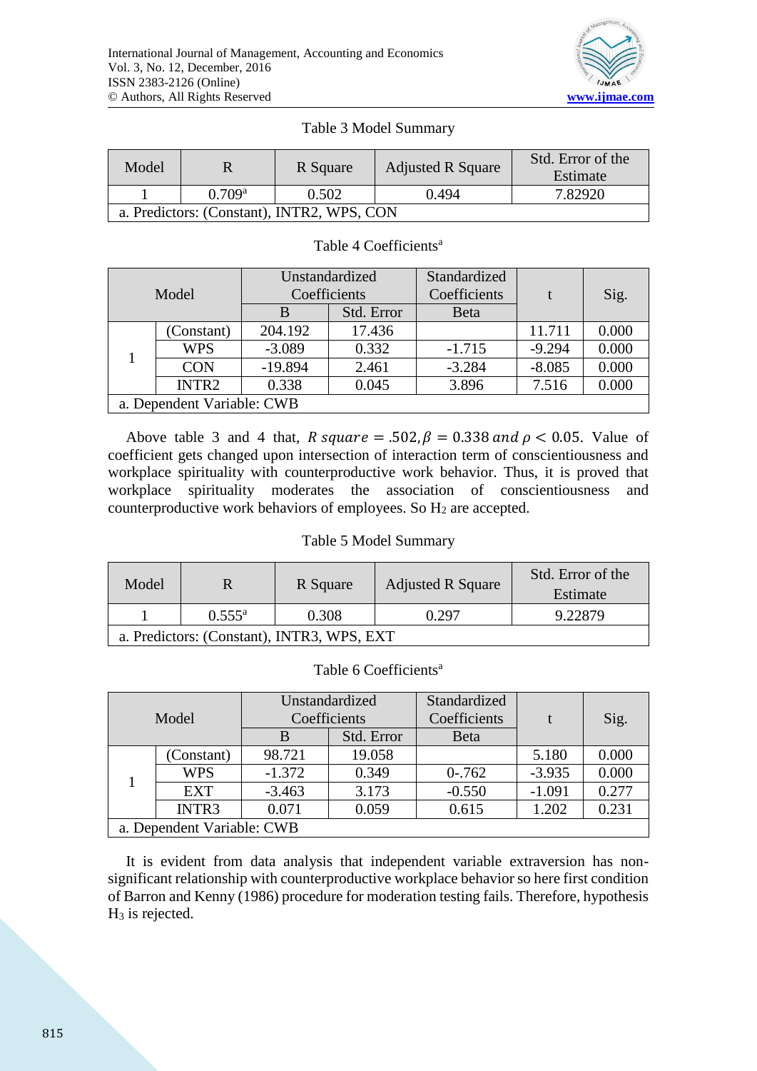Table 3 Model Summary

| Model | R | R Square | Adjusted R Square | Std. Error of the Estimate |
|---|---|---|---|---|
| 1 | 0.709[a] | 0.502 | 0.494 | 7.82920 |
| a. Predictors: (Constant), INTR2, WPS, CON | | | | |

Table 4 Coefficients[a]

| Model | | Unstandardized Coefficients | | Standardized Coefficients | t | Sig. |
|---|---|---|---|---|---|---|
| | | B | Std. Error | Beta | | |
| 1 | (Constant) | 204.192 | 17.436 | | 11.711 | 0.000 |
| | WPS | -3.089 | 0.332 | -1.715 | -9.294 | 0.000 |
| | CON | -19.894 | 2.461 | -3.284 | -8.085 | 0.000 |
| | INTR2 | 0.338 | 0.045 | 3.896 | 7.516 | 0.000 |
| a. Dependent Variable: CWB | | | | | | |

Above table 3 and 4 that, $R\ square = .502, \beta = 0.338\ and\ \rho < 0.05$. Value of coefficient gets changed upon intersection of interaction term of conscientiousness and workplace spirituality with counterproductive work behavior. Thus, it is proved that workplace spirituality moderates the association of conscientiousness and counterproductive work behaviors of employees. So $H_2$ are accepted.

Table 5 Model Summary

| Model | R | R Square | Adjusted R Square | Std. Error of the Estimate |
|---|---|---|---|---|
| 1 | 0.555[a] | 0.308 | 0.297 | 9.22879 |
| a. Predictors: (Constant), INTR3, WPS, EXT | | | | |

Table 6 Coefficients[a]

| Model | | Unstandardized Coefficients | | Standardized Coefficients | t | Sig. |
|---|---|---|---|---|---|---|
| | | B | Std. Error | Beta | | |
| 1 | (Constant) | 98.721 | 19.058 | | 5.180 | 0.000 |
| | WPS | -1.372 | 0.349 | 0-.762 | -3.935 | 0.000 |
| | EXT | -3.463 | 3.173 | -0.550 | -1.091 | 0.277 |
| | INTR3 | 0.071 | 0.059 | 0.615 | 1.202 | 0.231 |
| a. Dependent Variable: CWB | | | | | | |

It is evident from data analysis that independent variable extraversion has non-significant relationship with counterproductive workplace behavior so here first condition of Barron and Kenny (1986) procedure for moderation testing fails. Therefore, hypothesis $H_3$ is rejected.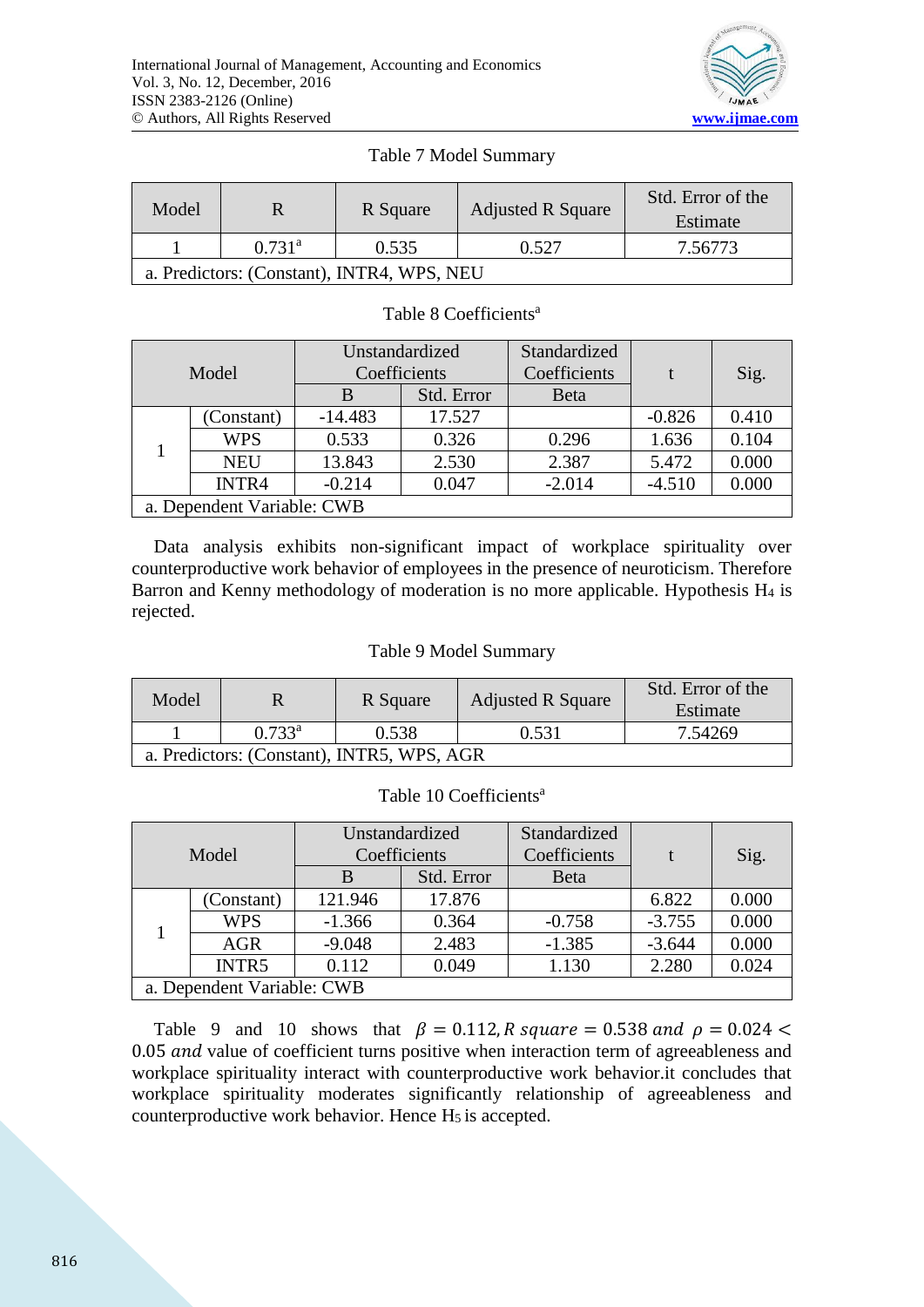Table 7 Model Summary

| Model | R | R Square | Adjusted R Square | Std. Error of the Estimate |
|---|---|---|---|---|
| 1 | 0.731[a] | 0.535 | 0.527 | 7.56773 |
| a. Predictors: (Constant), INTR4, WPS, NEU | | | | |

Table 8 Coefficients[a]

| Model | | Unstandardized Coefficients | | Standardized Coefficients | t | Sig. |
|---|---|---|---|---|---|---|
| | | B | Std. Error | Beta | | |
| 1 | (Constant) | -14.483 | 17.527 | | -0.826 | 0.410 |
| | WPS | 0.533 | 0.326 | 0.296 | 1.636 | 0.104 |
| | NEU | 13.843 | 2.530 | 2.387 | 5.472 | 0.000 |
| | INTR4 | -0.214 | 0.047 | -2.014 | -4.510 | 0.000 |
| a. Dependent Variable: CWB | | | | | | |

Data analysis exhibits non-significant impact of workplace spirituality over counterproductive work behavior of employees in the presence of neuroticism. Therefore Barron and Kenny methodology of moderation is no more applicable. Hypothesis $H_4$ is rejected.

Table 9 Model Summary

| Model | R | R Square | Adjusted R Square | Std. Error of the Estimate |
|---|---|---|---|---|
| 1 | 0.733[a] | 0.538 | 0.531 | 7.54269 |
| a. Predictors: (Constant), INTR5, WPS, AGR | | | | |

Table 10 Coefficients[a]

| Model | | Unstandardized Coefficients | | Standardized Coefficients | t | Sig. |
|---|---|---|---|---|---|---|
| | | B | Std. Error | Beta | | |
| 1 | (Constant) | 121.946 | 17.876 | | 6.822 | 0.000 |
| | WPS | -1.366 | 0.364 | -0.758 | -3.755 | 0.000 |
| | AGR | -9.048 | 2.483 | -1.385 | -3.644 | 0.000 |
| | INTR5 | 0.112 | 0.049 | 1.130 | 2.280 | 0.024 |
| a. Dependent Variable: CWB | | | | | | |

Table 9 and 10 shows that $\beta = 0.112, R\ square = 0.538\ and\ \rho = 0.024 < 0.05\ and$ value of coefficient turns positive when interaction term of agreeableness and workplace spirituality interact with counterproductive work behavior.it concludes that workplace spirituality moderates significantly relationship of agreeableness and counterproductive work behavior. Hence $H_5$ is accepted.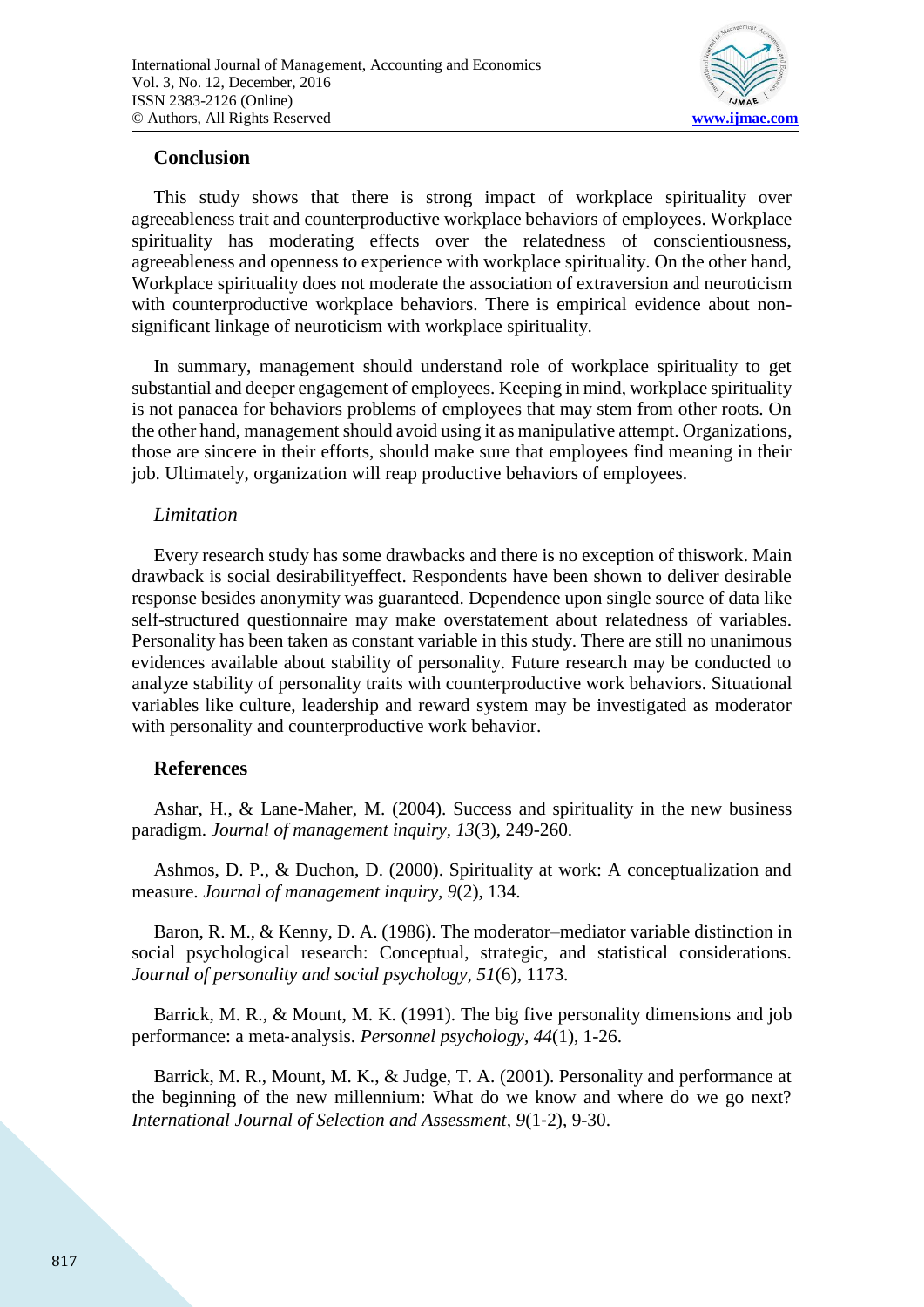## Conclusion

This study shows that there is strong impact of workplace spirituality over agreeableness trait and counterproductive workplace behaviors of employees. Workplace spirituality has moderating effects over the relatedness of conscientiousness, agreeableness and openness to experience with workplace spirituality. On the other hand, Workplace spirituality does not moderate the association of extraversion and neuroticism with counterproductive workplace behaviors. There is empirical evidence about non-significant linkage of neuroticism with workplace spirituality.

In summary, management should understand role of workplace spirituality to get substantial and deeper engagement of employees. Keeping in mind, workplace spirituality is not panacea for behaviors problems of employees that may stem from other roots. On the other hand, management should avoid using it as manipulative attempt. Organizations, those are sincere in their efforts, should make sure that employees find meaning in their job. Ultimately, organization will reap productive behaviors of employees.

### *Limitation*

Every research study has some drawbacks and there is no exception of thiswork. Main drawback is social desirabilityeffect. Respondents have been shown to deliver desirable response besides anonymity was guaranteed. Dependence upon single source of data like self-structured questionnaire may make overstatement about relatedness of variables. Personality has been taken as constant variable in this study. There are still no unanimous evidences available about stability of personality. Future research may be conducted to analyze stability of personality traits with counterproductive work behaviors. Situational variables like culture, leadership and reward system may be investigated as moderator with personality and counterproductive work behavior.

## References

Ashar, H., & Lane-Maher, M. (2004). Success and spirituality in the new business paradigm. *Journal of management inquiry*, *13*(3), 249-260.

Ashmos, D. P., & Duchon, D. (2000). Spirituality at work: A conceptualization and measure. *Journal of management inquiry*, *9*(2), 134.

Baron, R. M., & Kenny, D. A. (1986). The moderator–mediator variable distinction in social psychological research: Conceptual, strategic, and statistical considerations. *Journal of personality and social psychology*, *51*(6), 1173.

Barrick, M. R., & Mount, M. K. (1991). The big five personality dimensions and job performance: a meta‐analysis. *Personnel psychology*, *44*(1), 1-26.

Barrick, M. R., Mount, M. K., & Judge, T. A. (2001). Personality and performance at the beginning of the new millennium: What do we know and where do we go next? *International Journal of Selection and Assessment*, *9*(1‐2), 9-30.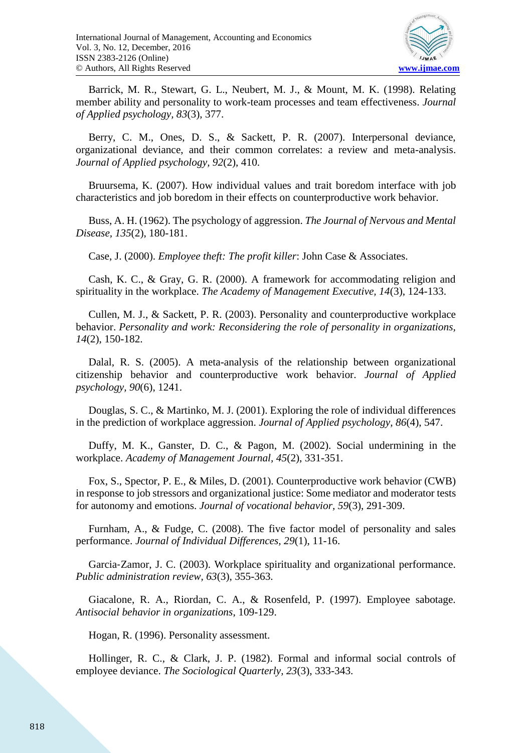Barrick, M. R., Stewart, G. L., Neubert, M. J., & Mount, M. K. (1998). Relating member ability and personality to work-team processes and team effectiveness. *Journal of Applied psychology, 83*(3), 377.

Berry, C. M., Ones, D. S., & Sackett, P. R. (2007). Interpersonal deviance, organizational deviance, and their common correlates: a review and meta-analysis. *Journal of Applied psychology, 92*(2), 410.

Bruursema, K. (2007). How individual values and trait boredom interface with job characteristics and job boredom in their effects on counterproductive work behavior.

Buss, A. H. (1962). The psychology of aggression. *The Journal of Nervous and Mental Disease, 135*(2), 180-181.

Case, J. (2000). *Employee theft: The profit killer*: John Case & Associates.

Cash, K. C., & Gray, G. R. (2000). A framework for accommodating religion and spirituality in the workplace. *The Academy of Management Executive, 14*(3), 124-133.

Cullen, M. J., & Sackett, P. R. (2003). Personality and counterproductive workplace behavior. *Personality and work: Reconsidering the role of personality in organizations, 14*(2), 150-182.

Dalal, R. S. (2005). A meta-analysis of the relationship between organizational citizenship behavior and counterproductive work behavior. *Journal of Applied psychology, 90*(6), 1241.

Douglas, S. C., & Martinko, M. J. (2001). Exploring the role of individual differences in the prediction of workplace aggression. *Journal of Applied psychology, 86*(4), 547.

Duffy, M. K., Ganster, D. C., & Pagon, M. (2002). Social undermining in the workplace. *Academy of Management Journal, 45*(2), 331-351.

Fox, S., Spector, P. E., & Miles, D. (2001). Counterproductive work behavior (CWB) in response to job stressors and organizational justice: Some mediator and moderator tests for autonomy and emotions. *Journal of vocational behavior, 59*(3), 291-309.

Furnham, A., & Fudge, C. (2008). The five factor model of personality and sales performance. *Journal of Individual Differences, 29*(1), 11-16.

Garcia-Zamor, J. C. (2003). Workplace spirituality and organizational performance. *Public administration review, 63*(3), 355-363.

Giacalone, R. A., Riordan, C. A., & Rosenfeld, P. (1997). Employee sabotage. *Antisocial behavior in organizations*, 109-129.

Hogan, R. (1996). Personality assessment.

Hollinger, R. C., & Clark, J. P. (1982). Formal and informal social controls of employee deviance. *The Sociological Quarterly, 23*(3), 333-343.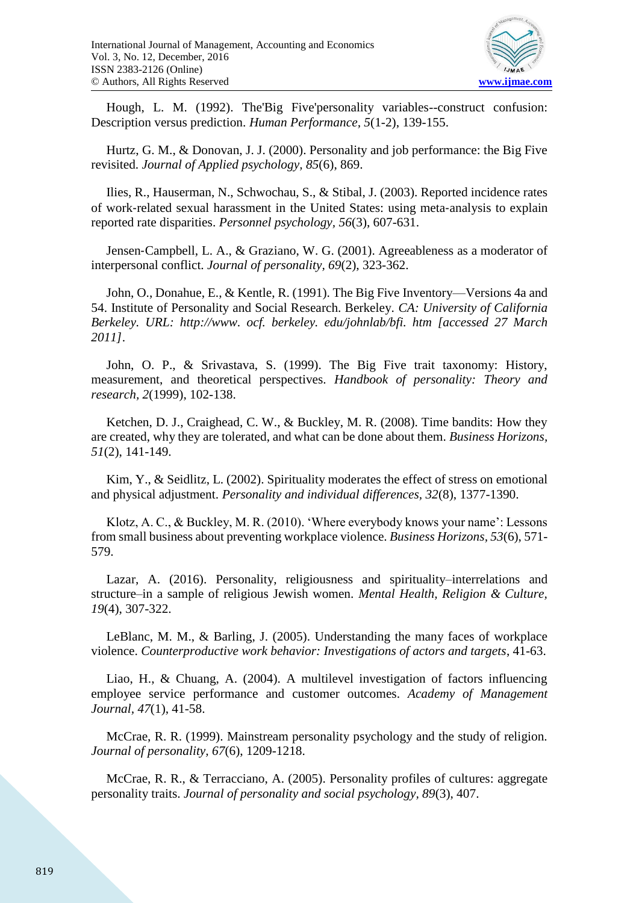Hough, L. M. (1992). The'Big Five'personality variables--construct confusion: Description versus prediction. *Human Performance, 5*(1-2), 139-155.

Hurtz, G. M., & Donovan, J. J. (2000). Personality and job performance: the Big Five revisited. *Journal of Applied psychology, 85*(6), 869.

Ilies, R., Hauserman, N., Schwochau, S., & Stibal, J. (2003). Reported incidence rates of work-related sexual harassment in the United States: using meta-analysis to explain reported rate disparities. *Personnel psychology, 56*(3), 607-631.

Jensen-Campbell, L. A., & Graziano, W. G. (2001). Agreeableness as a moderator of interpersonal conflict. *Journal of personality, 69*(2), 323-362.

John, O., Donahue, E., & Kentle, R. (1991). The Big Five Inventory—Versions 4a and 54. Institute of Personality and Social Research. Berkeley. *CA: University of California Berkeley. URL: http://www. ocf. berkeley. edu/johnlab/bfi. htm [accessed 27 March 2011]*.

John, O. P., & Srivastava, S. (1999). The Big Five trait taxonomy: History, measurement, and theoretical perspectives. *Handbook of personality: Theory and research, 2*(1999), 102-138.

Ketchen, D. J., Craighead, C. W., & Buckley, M. R. (2008). Time bandits: How they are created, why they are tolerated, and what can be done about them. *Business Horizons, 51*(2), 141-149.

Kim, Y., & Seidlitz, L. (2002). Spirituality moderates the effect of stress on emotional and physical adjustment. *Personality and individual differences, 32*(8), 1377-1390.

Klotz, A. C., & Buckley, M. R. (2010). 'Where everybody knows your name': Lessons from small business about preventing workplace violence. *Business Horizons, 53*(6), 571-579.

Lazar, A. (2016). Personality, religiousness and spirituality–interrelations and structure–in a sample of religious Jewish women. *Mental Health, Religion & Culture, 19*(4), 307-322.

LeBlanc, M. M., & Barling, J. (2005). Understanding the many faces of workplace violence. *Counterproductive work behavior: Investigations of actors and targets*, 41-63.

Liao, H., & Chuang, A. (2004). A multilevel investigation of factors influencing employee service performance and customer outcomes. *Academy of Management Journal, 47*(1), 41-58.

McCrae, R. R. (1999). Mainstream personality psychology and the study of religion. *Journal of personality, 67*(6), 1209-1218.

McCrae, R. R., & Terracciano, A. (2005). Personality profiles of cultures: aggregate personality traits. *Journal of personality and social psychology, 89*(3), 407.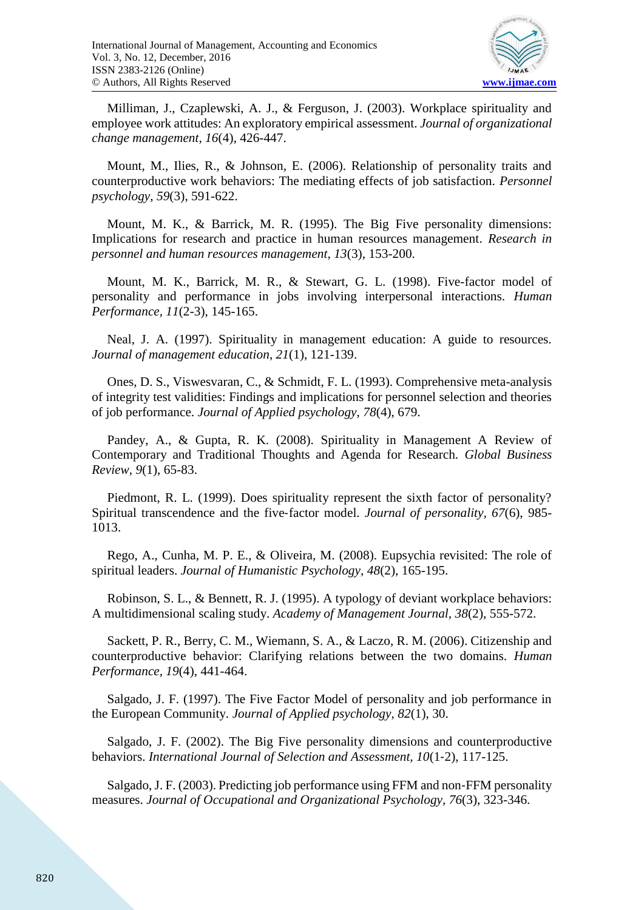Milliman, J., Czaplewski, A. J., & Ferguson, J. (2003). Workplace spirituality and employee work attitudes: An exploratory empirical assessment. *Journal of organizational change management, 16*(4), 426-447.

Mount, M., Ilies, R., & Johnson, E. (2006). Relationship of personality traits and counterproductive work behaviors: The mediating effects of job satisfaction. *Personnel psychology, 59*(3), 591-622.

Mount, M. K., & Barrick, M. R. (1995). The Big Five personality dimensions: Implications for research and practice in human resources management. *Research in personnel and human resources management, 13*(3), 153-200.

Mount, M. K., Barrick, M. R., & Stewart, G. L. (1998). Five-factor model of personality and performance in jobs involving interpersonal interactions. *Human Performance, 11*(2-3), 145-165.

Neal, J. A. (1997). Spirituality in management education: A guide to resources. *Journal of management education, 21*(1), 121-139.

Ones, D. S., Viswesvaran, C., & Schmidt, F. L. (1993). Comprehensive meta-analysis of integrity test validities: Findings and implications for personnel selection and theories of job performance. *Journal of Applied psychology, 78*(4), 679.

Pandey, A., & Gupta, R. K. (2008). Spirituality in Management A Review of Contemporary and Traditional Thoughts and Agenda for Research. *Global Business Review, 9*(1), 65-83.

Piedmont, R. L. (1999). Does spirituality represent the sixth factor of personality? Spiritual transcendence and the five-factor model. *Journal of personality, 67*(6), 985-1013.

Rego, A., Cunha, M. P. E., & Oliveira, M. (2008). Eupsychia revisited: The role of spiritual leaders. *Journal of Humanistic Psychology, 48*(2), 165-195.

Robinson, S. L., & Bennett, R. J. (1995). A typology of deviant workplace behaviors: A multidimensional scaling study. *Academy of Management Journal, 38*(2), 555-572.

Sackett, P. R., Berry, C. M., Wiemann, S. A., & Laczo, R. M. (2006). Citizenship and counterproductive behavior: Clarifying relations between the two domains. *Human Performance, 19*(4), 441-464.

Salgado, J. F. (1997). The Five Factor Model of personality and job performance in the European Community. *Journal of Applied psychology, 82*(1), 30.

Salgado, J. F. (2002). The Big Five personality dimensions and counterproductive behaviors. *International Journal of Selection and Assessment, 10*(1-2), 117-125.

Salgado, J. F. (2003). Predicting job performance using FFM and non-FFM personality measures. *Journal of Occupational and Organizational Psychology, 76*(3), 323-346.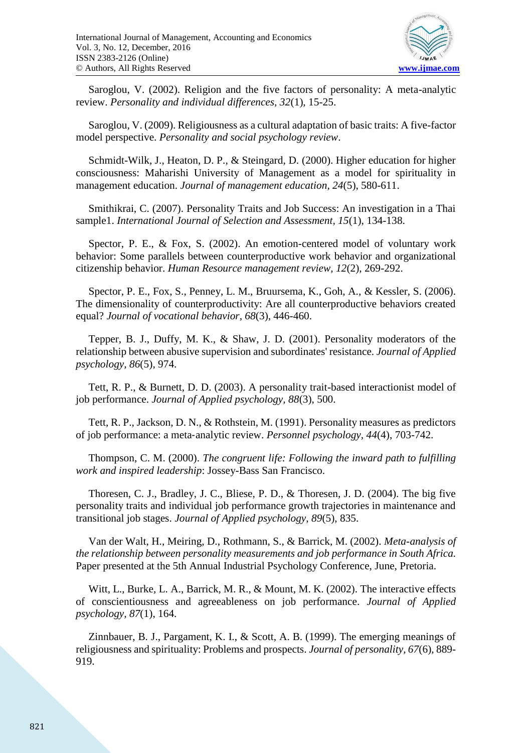Saroglou, V. (2002). Religion and the five factors of personality: A meta-analytic review. *Personality and individual differences, 32*(1), 15-25.

Saroglou, V. (2009). Religiousness as a cultural adaptation of basic traits: A five-factor model perspective. *Personality and social psychology review*.

Schmidt-Wilk, J., Heaton, D. P., & Steingard, D. (2000). Higher education for higher consciousness: Maharishi University of Management as a model for spirituality in management education. *Journal of management education, 24*(5), 580-611.

Smithikrai, C. (2007). Personality Traits and Job Success: An investigation in a Thai sample1. *International Journal of Selection and Assessment, 15*(1), 134-138.

Spector, P. E., & Fox, S. (2002). An emotion-centered model of voluntary work behavior: Some parallels between counterproductive work behavior and organizational citizenship behavior. *Human Resource management review, 12*(2), 269-292.

Spector, P. E., Fox, S., Penney, L. M., Bruursema, K., Goh, A., & Kessler, S. (2006). The dimensionality of counterproductivity: Are all counterproductive behaviors created equal? *Journal of vocational behavior, 68*(3), 446-460.

Tepper, B. J., Duffy, M. K., & Shaw, J. D. (2001). Personality moderators of the relationship between abusive supervision and subordinates' resistance. *Journal of Applied psychology, 86*(5), 974.

Tett, R. P., & Burnett, D. D. (2003). A personality trait-based interactionist model of job performance. *Journal of Applied psychology, 88*(3), 500.

Tett, R. P., Jackson, D. N., & Rothstein, M. (1991). Personality measures as predictors of job performance: a meta‐analytic review. *Personnel psychology, 44*(4), 703-742.

Thompson, C. M. (2000). *The congruent life: Following the inward path to fulfilling work and inspired leadership*: Jossey-Bass San Francisco.

Thoresen, C. J., Bradley, J. C., Bliese, P. D., & Thoresen, J. D. (2004). The big five personality traits and individual job performance growth trajectories in maintenance and transitional job stages. *Journal of Applied psychology, 89*(5), 835.

Van der Walt, H., Meiring, D., Rothmann, S., & Barrick, M. (2002). *Meta-analysis of the relationship between personality measurements and job performance in South Africa.* Paper presented at the 5th Annual Industrial Psychology Conference, June, Pretoria.

Witt, L., Burke, L. A., Barrick, M. R., & Mount, M. K. (2002). The interactive effects of conscientiousness and agreeableness on job performance. *Journal of Applied psychology, 87*(1), 164.

Zinnbauer, B. J., Pargament, K. I., & Scott, A. B. (1999). The emerging meanings of religiousness and spirituality: Problems and prospects. *Journal of personality, 67*(6), 889-919.